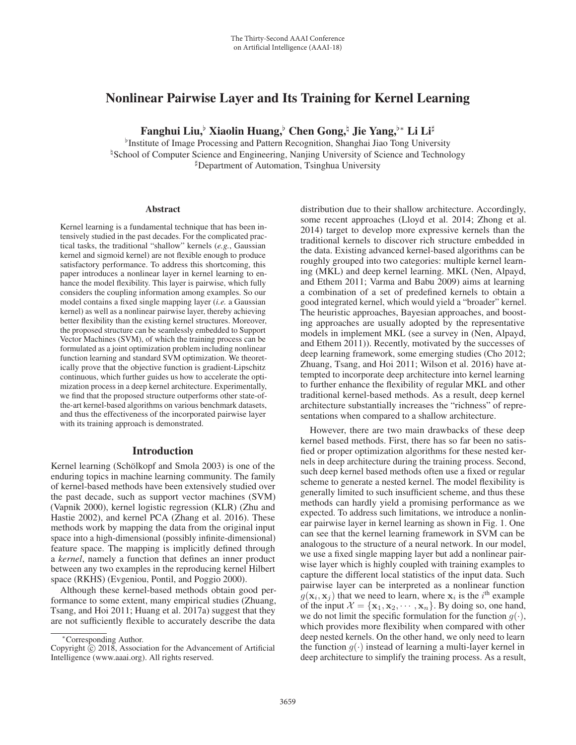# Nonlinear Pairwise Layer and Its Training for Kernel Learning

**Fanghui Liu,[♭] Xiaolin Huang,[♭] Chen Gong,[♯] Jie Yang,[♭*] Li Li[♮]**

[♭]Institute of Image Processing and Pattern Recognition, Shanghai Jiao Tong University
[♯]School of Computer Science and Engineering, Nanjing University of Science and Technology
[♮]Department of Automation, Tsinghua University

## Abstract

Kernel learning is a fundamental technique that has been intensively studied in the past decades. For the complicated practical tasks, the traditional "shallow" kernels (*e.g.*, Gaussian kernel and sigmoid kernel) are not flexible enough to produce satisfactory performance. To address this shortcoming, this paper introduces a nonlinear layer in kernel learning to enhance the model flexibility. This layer is pairwise, which fully considers the coupling information among examples. So our model contains a fixed single mapping layer (*i.e.* a Gaussian kernel) as well as a nonlinear pairwise layer, thereby achieving better flexibility than the existing kernel structures. Moreover, the proposed structure can be seamlessly embedded to Support Vector Machines (SVM), of which the training process can be formulated as a joint optimization problem including nonlinear function learning and standard SVM optimization. We theoretically prove that the objective function is gradient-Lipschitz continuous, which further guides us how to accelerate the optimization process in a deep kernel architecture. Experimentally, we find that the proposed structure outperforms other state-of-the-art kernel-based algorithms on various benchmark datasets, and thus the effectiveness of the incorporated pairwise layer with its training approach is demonstrated.

## Introduction

Kernel learning (Schölkopf and Smola 2003) is one of the enduring topics in machine learning community. The family of kernel-based methods have been extensively studied over the past decade, such as support vector machines (SVM) (Vapnik 2000), kernel logistic regression (KLR) (Zhu and Hastie 2002), and kernel PCA (Zhang et al. 2016). These methods work by mapping the data from the original input space into a high-dimensional (possibly infinite-dimensional) feature space. The mapping is implicitly defined through a *kernel*, namely a function that defines an inner product between any two examples in the reproducing kernel Hilbert space (RKHS) (Evgeniou, Pontil, and Poggio 2000).

Although these kernel-based methods obtain good performance to some extent, many empirical studies (Zhuang, Tsang, and Hoi 2011; Huang et al. 2017a) suggest that they are not sufficiently flexible to accurately describe the data distribution due to their shallow architecture. Accordingly, some recent approaches (Lloyd et al. 2014; Zhong et al. 2014) target to develop more expressive kernels than the traditional kernels to discover rich structure embedded in the data. Existing advanced kernel-based algorithms can be roughly grouped into two categories: multiple kernel learning (MKL) and deep kernel learning. MKL (Nen, Alpayd, and Ethem 2011; Varma and Babu 2009) aims at learning a combination of a set of predefined kernels to obtain a good integrated kernel, which would yield a "broader" kernel. The heuristic approaches, Bayesian approaches, and boosting approaches are usually adopted by the representative models in implement MKL (see a survey in (Nen, Alpayd, and Ethem 2011)). Recently, motivated by the successes of deep learning framework, some emerging studies (Cho 2012; Zhuang, Tsang, and Hoi 2011; Wilson et al. 2016) have attempted to incorporate deep architecture into kernel learning to further enhance the flexibility of regular MKL and other traditional kernel-based methods. As a result, deep kernel architecture substantially increases the "richness" of representations when compared to a shallow architecture.

However, there are two main drawbacks of these deep kernel based methods. First, there has so far been no satisfied or proper optimization algorithms for these nested kernels in deep architecture during the training process. Second, such deep kernel based methods often use a fixed or regular scheme to generate a nested kernel. The model flexibility is generally limited to such insufficient scheme, and thus these methods can hardly yield a promising performance as we expected. To address such limitations, we introduce a nonlinear pairwise layer in kernel learning as shown in Fig. 1. One can see that the kernel learning framework in SVM can be analogous to the structure of a neural network. In our model, we use a fixed single mapping layer but add a nonlinear pairwise layer which is highly coupled with training examples to capture the different local statistics of the input data. Such pairwise layer can be interpreted as a nonlinear function $g(\mathbf{x}_i, \mathbf{x}_j)$ that we need to learn, where $\mathbf{x}_i$ is the $i^{\text{th}}$ example of the input $\mathcal{X} = \{\mathbf{x}_1, \mathbf{x}_2, \cdots, \mathbf{x}_n\}$. By doing so, one hand, we do not limit the specific formulation for the function $g(\cdot)$, which provides more flexibility when compared with other deep nested kernels. On the other hand, we only need to learn the function $g(\cdot)$ instead of learning a multi-layer kernel in deep architecture to simplify the training process. As a result,

*Corresponding Author.
Copyright © 2018, Association for the Advancement of Artificial Intelligence (www.aaai.org). All rights reserved.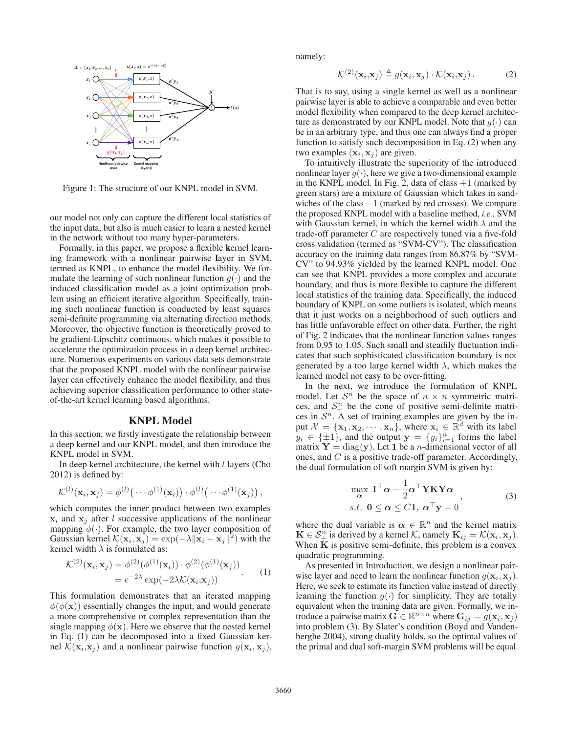Figure 1: The structure of our KNPL model in SVM.

our model not only can capture the different local statistics of the input data, but also is much easier to learn a nested kernel in the network without too many hyper-parameters.

Formally, in this paper, we propose a flexible **k**ernel learning framework with a **n**onlinear **p**airwise **l**ayer in SVM, termed as KNPL, to enhance the model flexibility. We formulate the learning of such nonlinear function $g(\cdot)$ and the induced classification model as a joint optimization problem using an efficient iterative algorithm. Specifically, training such nonlinear function is conducted by least squares semi-definite programming via alternating direction methods. Moreover, the objective function is theoretically proved to be gradient-Lipschitz continuous, which makes it possible to accelerate the optimization process in a deep kernel architecture. Numerous experiments on various data sets demonstrate that the proposed KNPL model with the nonlinear pairwise layer can effectively enhance the model flexibility, and thus achieving superior classification performance to other state-of-the-art kernel learning based algorithms.

## KNPL Model

In this section, we firstly investigate the relationship between a deep kernel and our KNPL model, and then introduce the KNPL model in SVM.

In deep kernel architecture, the kernel with $l$ layers (Cho 2012) is defined by:

$$\mathcal{K}^{(l)}(\mathbf{x}_i,\mathbf{x}_j) = \phi^{(l)}\big(\cdots\phi^{(1)}(\mathbf{x}_i)\big)\cdot\phi^{(l)}\big(\cdots\phi^{(1)}(\mathbf{x}_j)\big)\,,$$

which computes the inner product between two examples $\mathbf{x}_i$ and $\mathbf{x}_j$ after $l$ successive applications of the nonlinear mapping $\phi(\cdot)$. For example, the two layer composition of Gaussian kernel $\mathcal{K}(\mathbf{x}_i,\mathbf{x}_j)=\exp(-\lambda\|\mathbf{x}_i-\mathbf{x}_j\|^2)$ with the kernel width $\lambda$ is formulated as:

$$\begin{aligned}\mathcal{K}^{(2)}(\mathbf{x}_i,\mathbf{x}_j) &= \phi^{(2)}(\phi^{(1)}(\mathbf{x}_i))\cdot\phi^{(2)}(\phi^{(1)}(\mathbf{x}_j)) \\ &= e^{-2\lambda}\exp(-2\lambda\mathcal{K}(\mathbf{x}_i,\mathbf{x}_j))\end{aligned}\,. \quad (1)$$

This formulation demonstrates that an iterated mapping $\phi(\phi(\mathbf{x}))$ essentially changes the input, and would generate a more comprehensive or complex representation than the single mapping $\phi(\mathbf{x})$. Here we observe that the nested kernel in Eq. (1) can be decomposed into a fixed Gaussian kernel $\mathcal{K}(\mathbf{x}_i,\mathbf{x}_j)$ and a nonlinear pairwise function $g(\mathbf{x}_i,\mathbf{x}_j)$, namely:

$$\mathcal{K}^{(2)}(\mathbf{x}_i,\mathbf{x}_j) \triangleq g(\mathbf{x}_i,\mathbf{x}_j)\cdot\mathcal{K}(\mathbf{x}_i,\mathbf{x}_j)\,. \quad (2)$$

That is to say, using a single kernel as well as a nonlinear pairwise layer is able to achieve a comparable and even better model flexibility when compared to the deep kernel architecture as demonstrated by our KNPL model. Note that $g(\cdot)$ can be in an arbitrary type, and thus one can always find a proper function to satisfy such decomposition in Eq. (2) when any two examples $(\mathbf{x}_i,\mathbf{x}_j)$ are given.

To intuitively illustrate the superiority of the introduced nonlinear layer $g(\cdot)$, here we give a two-dimensional example in the KNPL model. In Fig. 2, data of class $+1$ (marked by green stars) are a mixture of Gaussian which takes in sandwiches of the class $-1$ (marked by red crosses). We compare the proposed KNPL model with a baseline method, *i.e.*, SVM with Gaussian kernel, in which the kernel width $\lambda$ and the trade-off parameter $C$ are respectively tuned via a five-fold cross validation (termed as "SVM-CV"). The classification accuracy on the training data ranges from 86.87% by "SVM-CV" to 94.93% yielded by the learned KNPL model. One can see that KNPL provides a more complex and accurate boundary, and thus is more flexible to capture the different local statistics of the training data. Specifically, the induced boundary of KNPL on some outliers is isolated, which means that it just works on a neighborhood of such outliers and has little unfavorable effect on other data. Further, the right of Fig. 2 indicates that the nonlinear function values ranges from 0.95 to 1.05. Such small and steadily fluctuation indicates that such sophisticated classification boundary is not generated by a too large kernel width $\lambda$, which makes the learned model not easy to be over-fitting.

In the next, we introduce the formulation of KNPL model. Let $\mathcal{S}^n$ be the space of $n\times n$ symmetric matrices, and $\mathcal{S}^n_+$ be the cone of positive semi-definite matrices in $\mathcal{S}^n$. A set of training examples are given by the input $\mathcal{X}=\{\mathbf{x}_1,\mathbf{x}_2,\cdots,\mathbf{x}_n\}$, where $\mathbf{x}_i\in\mathbb{R}^d$ with its label $y_i\in\{\pm1\}$, and the output $\mathbf{y}=\{y_i\}_{i=1}^n$ forms the label matrix $\mathbf{Y}=\operatorname{diag}(\mathbf{y})$. Let $\mathbf{1}$ be a $n$-dimensional vector of all ones, and $C$ is a positive trade-off parameter. Accordingly, the dual formulation of soft margin SVM is given by:

$$\begin{aligned}\max_{\boldsymbol{\alpha}}\ & \mathbf{1}^\top\boldsymbol{\alpha}-\frac{1}{2}\boldsymbol{\alpha}^\top\mathbf{YKY}\boldsymbol{\alpha} \\ s.t.\ & \mathbf{0}\leq\boldsymbol{\alpha}\leq C\mathbf{1},\ \boldsymbol{\alpha}^\top\mathbf{y}=0\end{aligned}\,, \quad (3)$$

where the dual variable is $\boldsymbol{\alpha}\in\mathbb{R}^n$ and the kernel matrix $\mathbf{K}\in\mathcal{S}^n_+$ is derived by a kernel $\mathcal{K}$, namely $\mathbf{K}_{ij}=\mathcal{K}(\mathbf{x}_i,\mathbf{x}_j)$. When $\mathbf{K}$ is positive semi-definite, this problem is a convex quadratic programming.

As presented in Introduction, we design a nonlinear pairwise layer and need to learn the nonlinear function $g(\mathbf{x}_i,\mathbf{x}_j)$. Here, we seek to estimate its function value instead of directly learning the function $g(\cdot)$ for simplicity. They are totally equivalent when the training data are given. Formally, we introduce a pairwise matrix $\mathbf{G}\in\mathbb{R}^{n\times n}$ where $\mathbf{G}_{ij}=g(\mathbf{x}_i,\mathbf{x}_j)$ into problem (3). By Slater's condition (Boyd and Vandenberghe 2004), strong duality holds, so the optimal values of the primal and dual soft-margin SVM problems will be equal.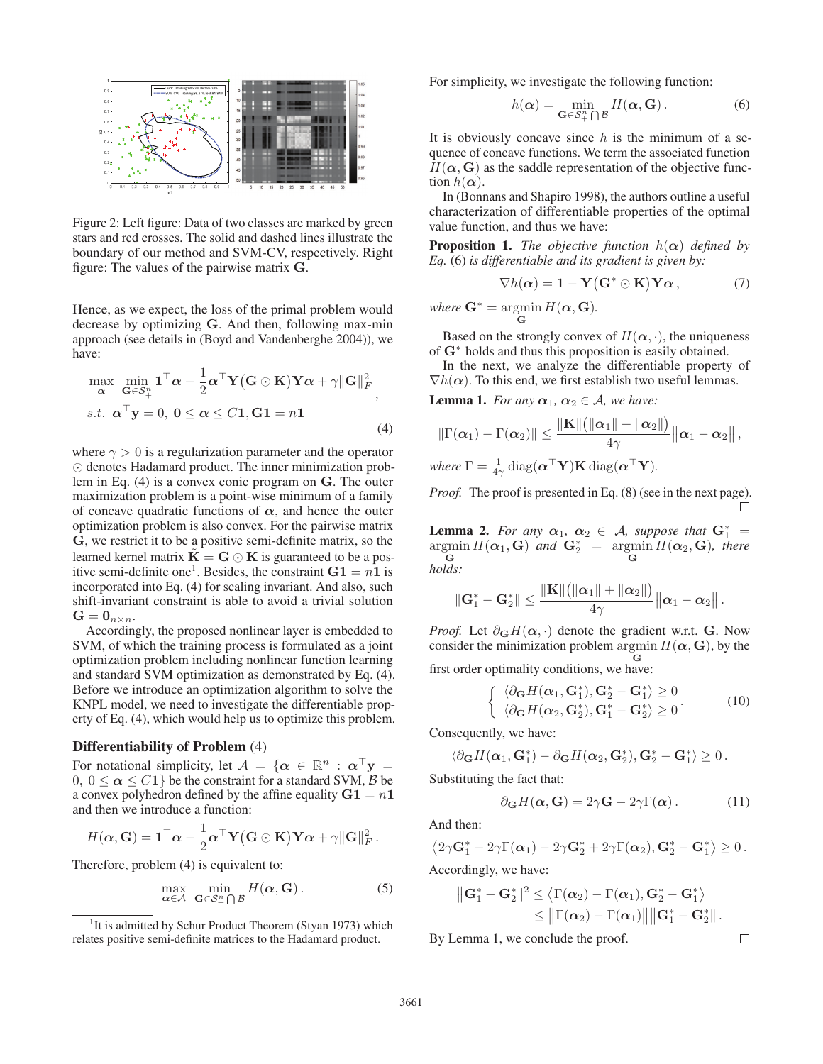Figure 2: Left figure: Data of two classes are marked by green stars and red crosses. The solid and dashed lines illustrate the boundary of our method and SVM-CV, respectively. Right figure: The values of the pairwise matrix $\mathbf{G}$.

Hence, as we expect, the loss of the primal problem would decrease by optimizing $\mathbf{G}$. And then, following max-min approach (see details in (Boyd and Vandenberghe 2004)), we have:

$$\max_{\boldsymbol{\alpha}} \min_{\mathbf{G}\in\mathcal{S}_+^n} \mathbf{1}^\top\boldsymbol{\alpha} - \frac{1}{2}\boldsymbol{\alpha}^\top\mathbf{Y}\big(\mathbf{G}\odot\mathbf{K}\big)\mathbf{Y}\boldsymbol{\alpha} + \gamma\|\mathbf{G}\|_F^2\,,$$
$$s.t.\;\; \boldsymbol{\alpha}^\top\mathbf{y} = 0,\; \mathbf{0}\leq\boldsymbol{\alpha}\leq C\mathbf{1}, \mathbf{G}\mathbf{1} = n\mathbf{1} \tag{4}$$

where $\gamma > 0$ is a regularization parameter and the operator $\odot$ denotes Hadamard product. The inner minimization problem in Eq. (4) is a convex conic program on $\mathbf{G}$. The outer maximization problem is a point-wise minimum of a family of concave quadratic functions of $\boldsymbol{\alpha}$, and hence the outer optimization problem is also convex. For the pairwise matrix $\mathbf{G}$, we restrict it to be a positive semi-definite matrix, so the learned kernel matrix $\tilde{\mathbf{K}} = \mathbf{G}\odot\mathbf{K}$ is guaranteed to be a positive semi-definite one[1]. Besides, the constraint $\mathbf{G}\mathbf{1} = n\mathbf{1}$ is incorporated into Eq. (4) for scaling invariant. And also, such shift-invariant constraint is able to avoid a trivial solution $\mathbf{G} = \mathbf{0}_{n\times n}$.

Accordingly, the proposed nonlinear layer is embedded to SVM, of which the training process is formulated as a joint optimization problem including nonlinear function learning and standard SVM optimization as demonstrated by Eq. (4). Before we introduce an optimization algorithm to solve the KNPL model, we need to investigate the differentiable property of Eq. (4), which would help us to optimize this problem.

## Differentiability of Problem (4)

For notational simplicity, let $\mathcal{A} = \{\boldsymbol{\alpha}\in\mathbb{R}^n : \boldsymbol{\alpha}^\top\mathbf{y} = 0,\; 0\leq\boldsymbol{\alpha}\leq C\mathbf{1}\}$ be the constraint for a standard SVM, $\mathcal{B}$ be a convex polyhedron defined by the affine equality $\mathbf{G}\mathbf{1} = n\mathbf{1}$ and then we introduce a function:

$$H(\boldsymbol{\alpha},\mathbf{G}) = \mathbf{1}^\top\boldsymbol{\alpha} - \frac{1}{2}\boldsymbol{\alpha}^\top\mathbf{Y}\big(\mathbf{G}\odot\mathbf{K}\big)\mathbf{Y}\boldsymbol{\alpha} + \gamma\|\mathbf{G}\|_F^2\,.$$

Therefore, problem (4) is equivalent to:

$$\max_{\boldsymbol{\alpha}\in\mathcal{A}} \min_{\mathbf{G}\in\mathcal{S}_+^n\bigcap\mathcal{B}} H(\boldsymbol{\alpha},\mathbf{G})\,. \tag{5}$$

[1] It is admitted by Schur Product Theorem (Styan 1973) which relates positive semi-definite matrices to the Hadamard product.

For simplicity, we investigate the following function:

$$h(\boldsymbol{\alpha}) = \min_{\mathbf{G}\in\mathcal{S}_+^n\bigcap\mathcal{B}} H(\boldsymbol{\alpha},\mathbf{G})\,. \tag{6}$$

It is obviously concave since $h$ is the minimum of a sequence of concave functions. We term the associated function $H(\boldsymbol{\alpha},\mathbf{G})$ as the saddle representation of the objective function $h(\boldsymbol{\alpha})$.

In (Bonnans and Shapiro 1998), the authors outline a useful characterization of differentiable properties of the optimal value function, and thus we have:

**Proposition 1.** *The objective function $h(\boldsymbol{\alpha})$ defined by Eq. (6) is differentiable and its gradient is given by:*

$$\nabla h(\boldsymbol{\alpha}) = \mathbf{1} - \mathbf{Y}\big(\mathbf{G}^*\odot\mathbf{K}\big)\mathbf{Y}\boldsymbol{\alpha}\,, \tag{7}$$

*where $\mathbf{G}^* = \operatorname*{argmin}_{\mathbf{G}} H(\boldsymbol{\alpha},\mathbf{G})$.*

Based on the strongly convex of $H(\boldsymbol{\alpha},\cdot)$, the uniqueness of $\mathbf{G}^*$ holds and thus this proposition is easily obtained.

In the next, we analyze the differentiable property of $\nabla h(\boldsymbol{\alpha})$. To this end, we first establish two useful lemmas.

**Lemma 1.** *For any $\boldsymbol{\alpha}_1,\,\boldsymbol{\alpha}_2\in\mathcal{A}$, we have:*

$$\|\Gamma(\boldsymbol{\alpha}_1) - \Gamma(\boldsymbol{\alpha}_2)\| \leq \frac{\|\mathbf{K}\|\big(\|\boldsymbol{\alpha}_1\| + \|\boldsymbol{\alpha}_2\|\big)}{4\gamma}\big\|\boldsymbol{\alpha}_1 - \boldsymbol{\alpha}_2\big\|\,,$$

*where $\Gamma = \frac{1}{4\gamma}\operatorname{diag}(\boldsymbol{\alpha}^\top\mathbf{Y})\mathbf{K}\operatorname{diag}(\boldsymbol{\alpha}^\top\mathbf{Y})$.*

*Proof.* The proof is presented in Eq. (8) (see in the next page). □

**Lemma 2.** *For any $\boldsymbol{\alpha}_1,\,\boldsymbol{\alpha}_2\in\mathcal{A}$, suppose that $\mathbf{G}_1^* = \operatorname*{argmin}_{\mathbf{G}} H(\boldsymbol{\alpha}_1,\mathbf{G})$ and $\mathbf{G}_2^* = \operatorname*{argmin}_{\mathbf{G}} H(\boldsymbol{\alpha}_2,\mathbf{G})$, there holds:*

$$\|\mathbf{G}_1^* - \mathbf{G}_2^*\| \leq \frac{\|\mathbf{K}\|\big(\|\boldsymbol{\alpha}_1\| + \|\boldsymbol{\alpha}_2\|\big)}{4\gamma}\big\|\boldsymbol{\alpha}_1 - \boldsymbol{\alpha}_2\big\|\,.$$

*Proof.* Let $\partial_{\mathbf{G}}H(\boldsymbol{\alpha},\cdot)$ denote the gradient w.r.t. $\mathbf{G}$. Now consider the minimization problem $\operatorname*{argmin}_{\mathbf{G}} H(\boldsymbol{\alpha},\mathbf{G})$, by the first order optimality conditions, we have:

$$\begin{cases} \langle\partial_{\mathbf{G}}H(\boldsymbol{\alpha}_1,\mathbf{G}_1^*),\mathbf{G}_2^* - \mathbf{G}_1^*\rangle \geq 0 \\ \langle\partial_{\mathbf{G}}H(\boldsymbol{\alpha}_2,\mathbf{G}_2^*),\mathbf{G}_1^* - \mathbf{G}_2^*\rangle \geq 0 \end{cases}. \tag{10}$$

Consequently, we have:

$$\langle\partial_{\mathbf{G}}H(\boldsymbol{\alpha}_1,\mathbf{G}_1^*) - \partial_{\mathbf{G}}H(\boldsymbol{\alpha}_2,\mathbf{G}_2^*),\mathbf{G}_2^* - \mathbf{G}_1^*\rangle \geq 0\,.$$

Substituting the fact that:

$$\partial_{\mathbf{G}}H(\boldsymbol{\alpha},\mathbf{G}) = 2\gamma\mathbf{G} - 2\gamma\Gamma(\boldsymbol{\alpha})\,. \tag{11}$$

And then:

$$\big\langle 2\gamma\mathbf{G}_1^* - 2\gamma\Gamma(\boldsymbol{\alpha}_1) - 2\gamma\mathbf{G}_2^* + 2\gamma\Gamma(\boldsymbol{\alpha}_2),\mathbf{G}_2^* - \mathbf{G}_1^*\big\rangle \geq 0\,.$$

Accordingly, we have:

$$\begin{aligned}\big\|\mathbf{G}_1^* - \mathbf{G}_2^*\|^2 &\leq \big\langle\Gamma(\boldsymbol{\alpha}_2) - \Gamma(\boldsymbol{\alpha}_1),\mathbf{G}_2^* - \mathbf{G}_1^*\big\rangle \\ &\leq \big\|\Gamma(\boldsymbol{\alpha}_2) - \Gamma(\boldsymbol{\alpha}_1)\big\|\big\|\mathbf{G}_1^* - \mathbf{G}_2^*\big\|\,.\end{aligned}$$

By Lemma 1, we conclude the proof. □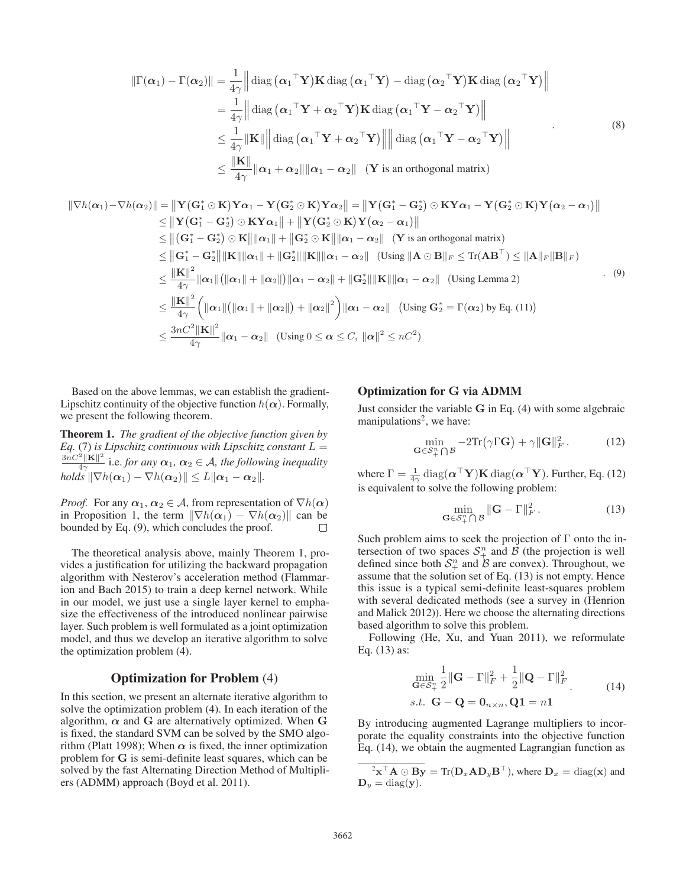$$
\begin{aligned}
\|\Gamma(\boldsymbol{\alpha}_1) - \Gamma(\boldsymbol{\alpha}_2)\| &= \frac{1}{4\gamma}\Big\| \operatorname{diag}\big(\boldsymbol{\alpha}_1^\top \mathbf{Y}\big)\mathbf{K}\operatorname{diag}\big(\boldsymbol{\alpha}_1^\top \mathbf{Y}\big) - \operatorname{diag}\big(\boldsymbol{\alpha}_2^\top \mathbf{Y}\big)\mathbf{K}\operatorname{diag}\big(\boldsymbol{\alpha}_2^\top \mathbf{Y}\big)\Big\| \\
&= \frac{1}{4\gamma}\Big\| \operatorname{diag}\big(\boldsymbol{\alpha}_1^\top \mathbf{Y} + \boldsymbol{\alpha}_2^\top \mathbf{Y}\big)\mathbf{K}\operatorname{diag}\big(\boldsymbol{\alpha}_1^\top \mathbf{Y} - \boldsymbol{\alpha}_2^\top \mathbf{Y}\big)\Big\| \\
&\leq \frac{1}{4\gamma}\|\mathbf{K}\|\Big\| \operatorname{diag}\big(\boldsymbol{\alpha}_1^\top \mathbf{Y} + \boldsymbol{\alpha}_2^\top \mathbf{Y}\big)\Big\|\Big\|\operatorname{diag}\big(\boldsymbol{\alpha}_1^\top \mathbf{Y} - \boldsymbol{\alpha}_2^\top \mathbf{Y}\big)\Big\| \\
&\leq \frac{\|\mathbf{K}\|}{4\gamma}\|\boldsymbol{\alpha}_1 + \boldsymbol{\alpha}_2\|\|\boldsymbol{\alpha}_1 - \boldsymbol{\alpha}_2\| \quad (\mathbf{Y} \text{ is an orthogonal matrix})
\end{aligned} \tag{8}
$$

$$
\begin{aligned}
\|\nabla h(\boldsymbol{\alpha}_1) - \nabla h(\boldsymbol{\alpha}_2)\| &= \big\|\mathbf{Y}\big(\mathbf{G}_1^* \odot \mathbf{K}\big)\mathbf{Y}\boldsymbol{\alpha}_1 - \mathbf{Y}\big(\mathbf{G}_2^* \odot \mathbf{K}\big)\mathbf{Y}\boldsymbol{\alpha}_2\big\| = \big\|\mathbf{Y}\big(\mathbf{G}_1^* - \mathbf{G}_2^*\big) \odot \mathbf{K}\mathbf{Y}\boldsymbol{\alpha}_1 - \mathbf{Y}\big(\mathbf{G}_2^* \odot \mathbf{K}\big)\mathbf{Y}\big(\boldsymbol{\alpha}_2 - \boldsymbol{\alpha}_1\big)\big\| \\
&\leq \big\|\mathbf{Y}\big(\mathbf{G}_1^* - \mathbf{G}_2^*\big) \odot \mathbf{K}\mathbf{Y}\boldsymbol{\alpha}_1\big\| + \big\|\mathbf{Y}\big(\mathbf{G}_2^* \odot \mathbf{K}\big)\mathbf{Y}\big(\boldsymbol{\alpha}_2 - \boldsymbol{\alpha}_1\big)\big\| \\
&\leq \big\|\big(\mathbf{G}_1^* - \mathbf{G}_2^*\big) \odot \mathbf{K}\big\|\|\boldsymbol{\alpha}_1\| + \big\|\mathbf{G}_2^* \odot \mathbf{K}\big\|\|\boldsymbol{\alpha}_1 - \boldsymbol{\alpha}_2\| \quad (\mathbf{Y} \text{ is an orthogonal matrix}) \\
&\leq \big\|\mathbf{G}_1^* - \mathbf{G}_2^*\big\|\|\mathbf{K}\|\|\boldsymbol{\alpha}_1\| + \|\mathbf{G}_2^*\|\|\mathbf{K}\|\|\boldsymbol{\alpha}_1 - \boldsymbol{\alpha}_2\| \quad (\text{Using } \|\mathbf{A} \odot \mathbf{B}\|_F \leq \operatorname{Tr}(\mathbf{A}\mathbf{B}^\top) \leq \|\mathbf{A}\|_F\|\mathbf{B}\|_F) \\
&\leq \frac{\|\mathbf{K}\|^2}{4\gamma}\|\boldsymbol{\alpha}_1\|\big(\|\boldsymbol{\alpha}_1\| + \|\boldsymbol{\alpha}_2\|\big)\|\boldsymbol{\alpha}_1 - \boldsymbol{\alpha}_2\| + \|\mathbf{G}_2^*\|\|\mathbf{K}\|\|\boldsymbol{\alpha}_1 - \boldsymbol{\alpha}_2\| \quad (\text{Using Lemma 2}) \\
&\leq \frac{\|\mathbf{K}\|^2}{4\gamma}\Big(\|\boldsymbol{\alpha}_1\|\big(\|\boldsymbol{\alpha}_1\| + \|\boldsymbol{\alpha}_2\|\big) + \|\boldsymbol{\alpha}_2\|^2\Big)\|\boldsymbol{\alpha}_1 - \boldsymbol{\alpha}_2\| \quad \big(\text{Using } \mathbf{G}_2^* = \Gamma(\boldsymbol{\alpha}_2) \text{ by Eq. (11)}\big) \\
&\leq \frac{3nC^2\|\mathbf{K}\|^2}{4\gamma}\|\boldsymbol{\alpha}_1 - \boldsymbol{\alpha}_2\| \quad (\text{Using } 0 \leq \boldsymbol{\alpha} \leq C,\ \|\boldsymbol{\alpha}\|^2 \leq nC^2)
\end{aligned} \tag{9}
$$

Based on the above lemmas, we can establish the gradient-Lipschitz continuity of the objective function $h(\boldsymbol{\alpha})$. Formally, we present the following theorem.

**Theorem 1.** *The gradient of the objective function given by Eq.* (7) *is Lipschitz continuous with Lipschitz constant* $L = \frac{3nC^2\|\mathbf{K}\|^2}{4\gamma}$ i.e. *for any* $\boldsymbol{\alpha}_1,\ \boldsymbol{\alpha}_2 \in \mathcal{A}$*, the following inequality holds* $\|\nabla h(\boldsymbol{\alpha}_1) - \nabla h(\boldsymbol{\alpha}_2)\| \leq L\|\boldsymbol{\alpha}_1 - \boldsymbol{\alpha}_2\|$.

*Proof.* For any $\boldsymbol{\alpha}_1, \boldsymbol{\alpha}_2 \in \mathcal{A}$, from representation of $\nabla h(\boldsymbol{\alpha})$ in Proposition 1, the term $\|\nabla h(\boldsymbol{\alpha}_1) - \nabla h(\boldsymbol{\alpha}_2)\|$ can be bounded by Eq. (9), which concludes the proof. ∎

The theoretical analysis above, mainly Theorem 1, provides a justification for utilizing the backward propagation algorithm with Nesterov's acceleration method (Flammarion and Bach 2015) to train a deep kernel network. While in our model, we just use a single layer kernel to emphasize the effectiveness of the introduced nonlinear pairwise layer. Such problem is well formulated as a joint optimization model, and thus we develop an iterative algorithm to solve the optimization problem (4).

## Optimization for Problem (4)

In this section, we present an alternate iterative algorithm to solve the optimization problem (4). In each iteration of the algorithm, $\boldsymbol{\alpha}$ and $\mathbf{G}$ are alternatively optimized. When $\mathbf{G}$ is fixed, the standard SVM can be solved by the SMO algorithm (Platt 1998); When $\boldsymbol{\alpha}$ is fixed, the inner optimization problem for $\mathbf{G}$ is semi-definite least squares, which can be solved by the fast Alternating Direction Method of Multipliers (ADMM) approach (Boyd et al. 2011).

### Optimization for G via ADMM

Just consider the variable $\mathbf{G}$ in Eq. (4) with some algebraic manipulations[2], we have:

$$
\min_{\mathbf{G} \in \mathcal{S}_+^n \bigcap \mathcal{B}} -2\operatorname{Tr}\big(\gamma \Gamma \mathbf{G}\big) + \gamma\|\mathbf{G}\|_F^2\,. \tag{12}
$$

where $\Gamma = \frac{1}{4\gamma}\operatorname{diag}(\boldsymbol{\alpha}^\top \mathbf{Y})\mathbf{K}\operatorname{diag}(\boldsymbol{\alpha}^\top \mathbf{Y})$. Further, Eq. (12) is equivalent to solve the following problem:

$$
\min_{\mathbf{G} \in \mathcal{S}_+^n \bigcap \mathcal{B}} \|\mathbf{G} - \Gamma\|_F^2\,. \tag{13}
$$

Such problem aims to seek the projection of $\Gamma$ onto the intersection of two spaces $\mathcal{S}_+^n$ and $\mathcal{B}$ (the projection is well defined since both $\mathcal{S}_+^n$ and $\mathcal{B}$ are convex). Throughout, we assume that the solution set of Eq. (13) is not empty. Hence this issue is a typical semi-definite least-squares problem with several dedicated methods (see a survey in (Henrion and Malick 2012)). Here we choose the alternating directions based algorithm to solve this problem.

Following (He, Xu, and Yuan 2011), we reformulate Eq. (13) as:

$$
\begin{aligned}
&\min_{\mathbf{G} \in \mathcal{S}_+^n} \frac{1}{2}\|\mathbf{G} - \Gamma\|_F^2 + \frac{1}{2}\|\mathbf{Q} - \Gamma\|_F^2 \\
&s.t.\ \ \mathbf{G} - \mathbf{Q} = \mathbf{0}_{n \times n}, \mathbf{Q}\mathbf{1} = n\mathbf{1}
\end{aligned} \tag{14}
$$

By introducing augmented Lagrange multipliers to incorporate the equality constraints into the objective function Eq. (14), we obtain the augmented Lagrangian function as

[2] $\mathbf{x}^\top \mathbf{A} \odot \mathbf{B}\mathbf{y} = \operatorname{Tr}(\mathbf{D}_x \mathbf{A} \mathbf{D}_y \mathbf{B}^\top)$, where $\mathbf{D}_x = \operatorname{diag}(\mathbf{x})$ and $\mathbf{D}_y = \operatorname{diag}(\mathbf{y})$.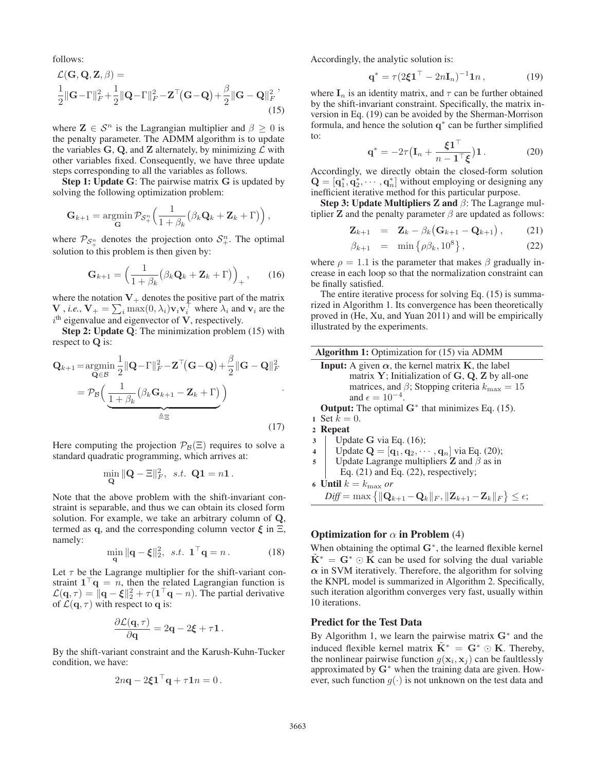follows:

$$\mathcal{L}(\mathbf{G},\mathbf{Q},\mathbf{Z},\beta) = \frac{1}{2}\|\mathbf{G}-\Gamma\|_F^2+\frac{1}{2}\|\mathbf{Q}-\Gamma\|_F^2-\mathbf{Z}^\top\big(\mathbf{G}-\mathbf{Q}\big)+\frac{\beta}{2}\|\mathbf{G}-\mathbf{Q}\|_F^2\,, \tag{15}$$

where $\mathbf{Z} \in \mathcal{S}^n$ is the Lagrangian multiplier and $\beta \geq 0$ is the penalty parameter. The ADMM algorithm is to update the variables $\mathbf{G}$, $\mathbf{Q}$, and $\mathbf{Z}$ alternately, by minimizing $\mathcal{L}$ with other variables fixed. Consequently, we have three update steps corresponding to all the variables as follows.

**Step 1: Update G**: The pairwise matrix $\mathbf{G}$ is updated by solving the following optimization problem:

$$\mathbf{G}_{k+1} = \operatorname*{argmin}_{\mathbf{G}} \mathcal{P}_{\mathcal{S}_+^n}\Big(\frac{1}{1+\beta_k}\big(\beta_k\mathbf{Q}_k+\mathbf{Z}_k+\Gamma\big)\Big)\,,$$

where $\mathcal{P}_{\mathcal{S}_+^n}$ denotes the projection onto $\mathcal{S}_+^n$. The optimal solution to this problem is then given by:

$$\mathbf{G}_{k+1} = \Big(\frac{1}{1+\beta_k}\big(\beta_k\mathbf{Q}_k+\mathbf{Z}_k+\Gamma\big)\Big)_+\,, \tag{16}$$

where the notation $\mathbf{V}_+$ denotes the positive part of the matrix $\mathbf{V}$ , *i.e.*, $\mathbf{V}_+ = \sum_i \max(0,\lambda_i)\mathbf{v}_i\mathbf{v}_i^\top$ where $\lambda_i$ and $\mathbf{v}_i$ are the $i^{\text{th}}$ eigenvalue and eigenvector of $\mathbf{V}$, respectively.

**Step 2: Update Q**: The minimization problem (15) with respect to $\mathbf{Q}$ is:

$$\begin{aligned}\mathbf{Q}_{k+1} &= \operatorname*{argmin}_{\mathbf{Q}\in\mathcal{B}} \frac{1}{2}\|\mathbf{Q}-\Gamma\|_F^2-\mathbf{Z}^\top\big(\mathbf{G}-\mathbf{Q}\big)+\frac{\beta}{2}\|\mathbf{G}-\mathbf{Q}\|_F^2 \\ &= \mathcal{P}_{\mathcal{B}}\Big(\underbrace{\frac{1}{1+\beta_k}\big(\beta_k\mathbf{G}_{k+1}-\mathbf{Z}_k+\Gamma\big)}_{\triangleq\Xi}\Big)\end{aligned}\,. \tag{17}$$

Here computing the projection $\mathcal{P}_{\mathcal{B}}(\Xi)$ requires to solve a standard quadratic programming, which arrives at:

$$\min_{\mathbf{Q}} \|\mathbf{Q}-\Xi\|_F^2, \;\; s.t.\;\; \mathbf{Q}\mathbf{1} = n\mathbf{1}\,.$$

Note that the above problem with the shift-invariant constraint is separable, and thus we can obtain its closed form solution. For example, we take an arbitrary column of $\mathbf{Q}$, termed as $\mathbf{q}$, and the corresponding column vector $\boldsymbol{\xi}$ in $\Xi$, namely:

$$\min_{\mathbf{q}} \|\mathbf{q}-\boldsymbol{\xi}\|_2^2, \;\; s.t.\;\; \mathbf{1}^\top\mathbf{q} = n\,. \tag{18}$$

Let $\tau$ be the Lagrange multiplier for the shift-variant constraint $\mathbf{1}^\top\mathbf{q} = n$, then the related Lagrangian function is $\mathcal{L}(\mathbf{q},\tau) = \|\mathbf{q}-\boldsymbol{\xi}\|_2^2 + \tau(\mathbf{1}^\top\mathbf{q}-n)$. The partial derivative of $\mathcal{L}(\mathbf{q},\tau)$ with respect to $\mathbf{q}$ is:

$$\frac{\partial\mathcal{L}(\mathbf{q},\tau)}{\partial\mathbf{q}} = 2\mathbf{q}-2\boldsymbol{\xi}+\tau\mathbf{1}\,.$$

By the shift-variant constraint and the Karush-Kuhn-Tucker condition, we have:

$$2n\mathbf{q}-2\boldsymbol{\xi}\mathbf{1}^\top\mathbf{q}+\tau\mathbf{1}n = 0\,.$$

Accordingly, the analytic solution is:

$$\mathbf{q}^* = \tau(2\boldsymbol{\xi}\mathbf{1}^\top-2n\mathbf{I}_n)^{-1}\mathbf{1}n\,, \tag{19}$$

where $\mathbf{I}_n$ is an identity matrix, and $\tau$ can be further obtained by the shift-invariant constraint. Specifically, the matrix inversion in Eq. (19) can be avoided by the Sherman-Morrison formula, and hence the solution $\mathbf{q}^*$ can be further simplified to:

$$\mathbf{q}^* = -2\tau\big(\mathbf{I}_n+\frac{\boldsymbol{\xi}\mathbf{1}^\top}{n-\mathbf{1}^\top\boldsymbol{\xi}}\big)\mathbf{1}\,. \tag{20}$$

Accordingly, we directly obtain the closed-form solution $\mathbf{Q} = [\mathbf{q}_1^*,\mathbf{q}_2^*,\cdots,\mathbf{q}_n^*]$ without employing or designing any inefficient iterative method for this particular purpose.

**Step 3: Update Multipliers Z and $\beta$**: The Lagrange multiplier $\mathbf{Z}$ and the penalty parameter $\beta$ are updated as follows:

$$\mathbf{Z}_{k+1} = \mathbf{Z}_k-\beta_k\big(\mathbf{G}_{k+1}-\mathbf{Q}_{k+1}\big)\,, \tag{21}$$

$$\beta_{k+1} = \min\big\{\rho\beta_k, 10^8\big\}\,, \tag{22}$$

where $\rho = 1.1$ is the parameter that makes $\beta$ gradually increase in each loop so that the normalization constraint can be finally satisfied.

The entire iterative process for solving Eq. (15) is summarized in Algorithm 1. Its convergence has been theoretically proved in (He, Xu, and Yuan 2011) and will be empirically illustrated by the experiments.

---

**Algorithm 1:** Optimization for (15) via ADMM

**Input:** A given $\boldsymbol{\alpha}$, the kernel matrix $\mathbf{K}$, the label matrix $\mathbf{Y}$; Initialization of $\mathbf{G}$, $\mathbf{Q}$, $\mathbf{Z}$ by all-one matrices, and $\beta$; Stopping criteria $k_{\max} = 15$ and $\epsilon = 10^{-4}$.

**Output:** The optimal $\mathbf{G}^*$ that minimizes Eq. (15).

1. Set $k = 0$.
2. **Repeat**
3. Update $\mathbf{G}$ via Eq. (16);
4. Update $\mathbf{Q} = [\mathbf{q}_1,\mathbf{q}_2,\cdots,\mathbf{q}_n]$ via Eq. (20);
5. Update Lagrange multipliers $\mathbf{Z}$ and $\beta$ as in Eq. (21) and Eq. (22), respectively;
6. **Until** $k = k_{\max}$ *or* *Diff* $= \max\big\{\|\mathbf{Q}_{k+1}-\mathbf{Q}_k\|_F, \|\mathbf{Z}_{k+1}-\mathbf{Z}_k\|_F\big\} \leq \epsilon$;

---

### Optimization for $\alpha$ in Problem (4)

When obtaining the optimal $\mathbf{G}^*$, the learned flexible kernel $\tilde{\mathbf{K}}^* = \mathbf{G}^*\odot\mathbf{K}$ can be used for solving the dual variable $\boldsymbol{\alpha}$ in SVM iteratively. Therefore, the algorithm for solving the KNPL model is summarized in Algorithm 2. Specifically, such iteration algorithm converges very fast, usually within 10 iterations.

### Predict for the Test Data

By Algorithm 1, we learn the pairwise matrix $\mathbf{G}^*$ and the induced flexible kernel matrix $\tilde{\mathbf{K}}^* = \mathbf{G}^*\odot\mathbf{K}$. Thereby, the nonlinear pairwise function $g(\mathbf{x}_i,\mathbf{x}_j)$ can be faultlessly approximated by $\mathbf{G}^*$ when the training data are given. However, such function $g(\cdot)$ is not unknown on the test data and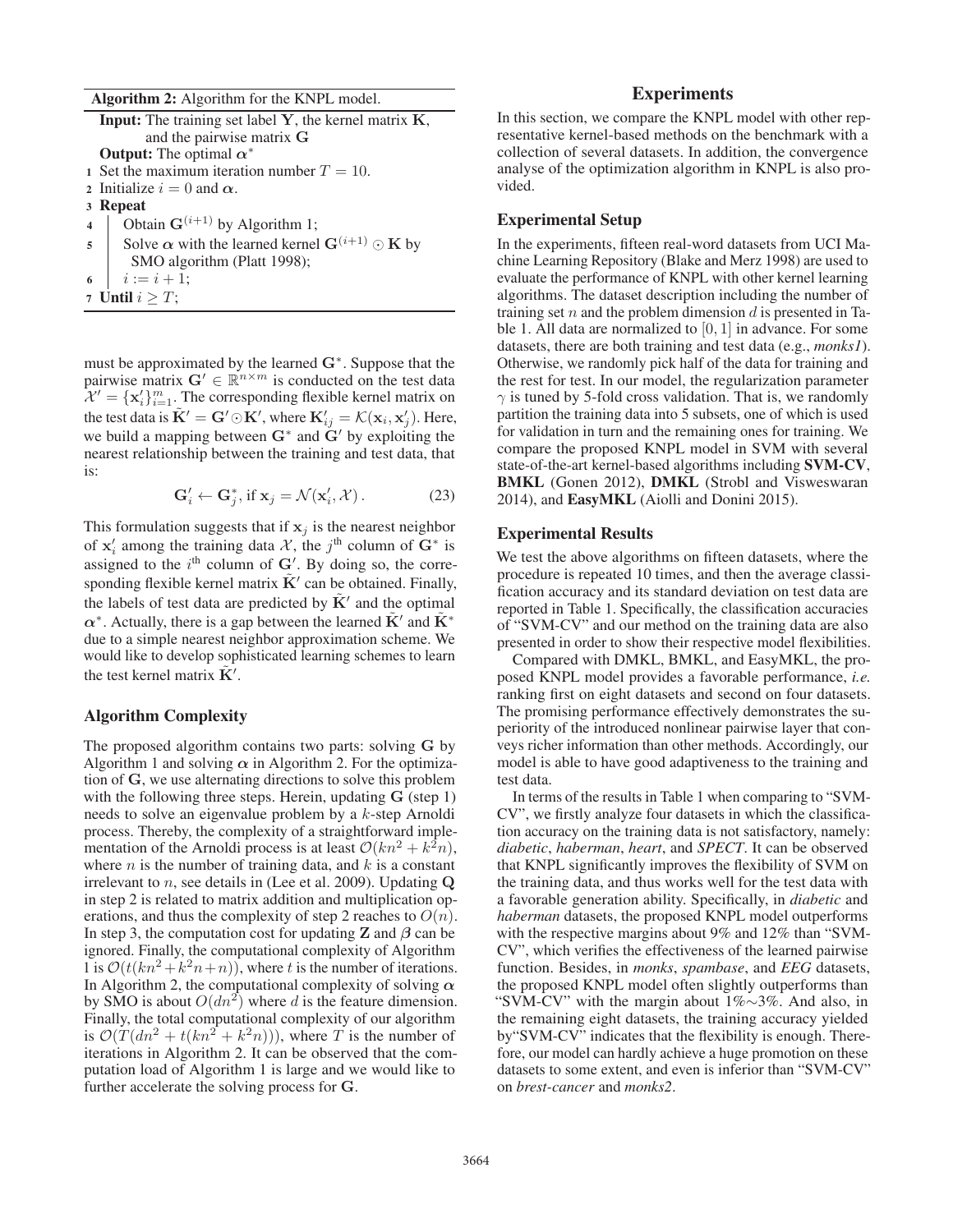**Algorithm 2:** Algorithm for the KNPL model.

**Input:** The training set label $\mathbf{Y}$, the kernel matrix $\mathbf{K}$, and the pairwise matrix $\mathbf{G}$

**Output:** The optimal $\boldsymbol{\alpha}^*$

1. Set the maximum iteration number $T = 10$.
2. Initialize $i = 0$ and $\boldsymbol{\alpha}$.
3. **Repeat**
4. Obtain $\mathbf{G}^{(i+1)}$ by Algorithm 1;
5. Solve $\boldsymbol{\alpha}$ with the learned kernel $\mathbf{G}^{(i+1)} \odot \mathbf{K}$ by SMO algorithm (Platt 1998);
6. $i := i + 1$;
7. **Until** $i \geq T$;

must be approximated by the learned $\mathbf{G}^*$. Suppose that the pairwise matrix $\mathbf{G}' \in \mathbb{R}^{n \times m}$ is conducted on the test data $\mathcal{X}' = \{\mathbf{x}'_i\}_{i=1}^m$. The corresponding flexible kernel matrix on the test data is $\tilde{\mathbf{K}}' = \mathbf{G}' \odot \mathbf{K}'$, where $\mathbf{K}'_{ij} = \mathcal{K}(\mathbf{x}_i, \mathbf{x}'_j)$. Here, we build a mapping between $\mathbf{G}^*$ and $\mathbf{G}'$ by exploiting the nearest relationship between the training and test data, that is:

$$\mathbf{G}'_i \leftarrow \mathbf{G}^*_j, \text{ if } \mathbf{x}_j = \mathcal{N}(\mathbf{x}'_i, \mathcal{X}) . \tag{23}$$

This formulation suggests that if $\mathbf{x}_j$ is the nearest neighbor of $\mathbf{x}'_i$ among the training data $\mathcal{X}$, the $j^{\text{th}}$ column of $\mathbf{G}^*$ is assigned to the $i^{\text{th}}$ column of $\mathbf{G}'$. By doing so, the corresponding flexible kernel matrix $\tilde{\mathbf{K}}'$ can be obtained. Finally, the labels of test data are predicted by $\tilde{\mathbf{K}}'$ and the optimal $\boldsymbol{\alpha}^*$. Actually, there is a gap between the learned $\tilde{\mathbf{K}}'$ and $\tilde{\mathbf{K}}^*$ due to a simple nearest neighbor approximation scheme. We would like to develop sophisticated learning schemes to learn the test kernel matrix $\tilde{\mathbf{K}}'$.

### Algorithm Complexity

The proposed algorithm contains two parts: solving $\mathbf{G}$ by Algorithm 1 and solving $\boldsymbol{\alpha}$ in Algorithm 2. For the optimization of $\mathbf{G}$, we use alternating directions to solve this problem with the following three steps. Herein, updating $\mathbf{G}$ (step 1) needs to solve an eigenvalue problem by a $k$-step Arnoldi process. Thereby, the complexity of a straightforward implementation of the Arnoldi process is at least $\mathcal{O}(kn^2 + k^2 n)$, where $n$ is the number of training data, and $k$ is a constant irrelevant to $n$, see details in (Lee et al. 2009). Updating $\mathbf{Q}$ in step 2 is related to matrix addition and multiplication operations, and thus the complexity of step 2 reaches to $O(n)$. In step 3, the computation cost for updating $\mathbf{Z}$ and $\boldsymbol{\beta}$ can be ignored. Finally, the computational complexity of Algorithm 1 is $\mathcal{O}(t(kn^2 + k^2 n + n))$, where $t$ is the number of iterations. In Algorithm 2, the computational complexity of solving $\boldsymbol{\alpha}$ by SMO is about $O(dn^2)$ where $d$ is the feature dimension. Finally, the total computational complexity of our algorithm is $\mathcal{O}(T(dn^2 + t(kn^2 + k^2 n)))$, where $T$ is the number of iterations in Algorithm 2. It can be observed that the computation load of Algorithm 1 is large and we would like to further accelerate the solving process for $\mathbf{G}$.

## Experiments

In this section, we compare the KNPL model with other representative kernel-based methods on the benchmark with a collection of several datasets. In addition, the convergence analyse of the optimization algorithm in KNPL is also provided.

### Experimental Setup

In the experiments, fifteen real-word datasets from UCI Machine Learning Repository (Blake and Merz 1998) are used to evaluate the performance of KNPL with other kernel learning algorithms. The dataset description including the number of training set $n$ and the problem dimension $d$ is presented in Table 1. All data are normalized to $[0, 1]$ in advance. For some datasets, there are both training and test data (e.g., *monks1*). Otherwise, we randomly pick half of the data for training and the rest for test. In our model, the regularization parameter $\gamma$ is tuned by 5-fold cross validation. That is, we randomly partition the training data into 5 subsets, one of which is used for validation in turn and the remaining ones for training. We compare the proposed KNPL model in SVM with several state-of-the-art kernel-based algorithms including **SVM-CV**, **BMKL** (Gonen 2012), **DMKL** (Strobl and Visweswaran 2014), and **EasyMKL** (Aiolli and Donini 2015).

### Experimental Results

We test the above algorithms on fifteen datasets, where the procedure is repeated 10 times, and then the average classification accuracy and its standard deviation on test data are reported in Table 1. Specifically, the classification accuracies of "SVM-CV" and our method on the training data are also presented in order to show their respective model flexibilities.

Compared with DMKL, BMKL, and EasyMKL, the proposed KNPL model provides a favorable performance, *i.e.* ranking first on eight datasets and second on four datasets. The promising performance effectively demonstrates the superiority of the introduced nonlinear pairwise layer that conveys richer information than other methods. Accordingly, our model is able to have good adaptiveness to the training and test data.

In terms of the results in Table 1 when comparing to "SVM-CV", we firstly analyze four datasets in which the classification accuracy on the training data is not satisfactory, namely: *diabetic*, *haberman*, *heart*, and *SPECT*. It can be observed that KNPL significantly improves the flexibility of SVM on the training data, and thus works well for the test data with a favorable generation ability. Specifically, in *diabetic* and *haberman* datasets, the proposed KNPL model outperforms with the respective margins about 9% and 12% than "SVM-CV", which verifies the effectiveness of the learned pairwise function. Besides, in *monks*, *spambase*, and *EEG* datasets, the proposed KNPL model often slightly outperforms than "SVM-CV" with the margin about 1%∼3%. And also, in the remaining eight datasets, the training accuracy yielded by"SVM-CV" indicates that the flexibility is enough. Therefore, our model can hardly achieve a huge promotion on these datasets to some extent, and even is inferior than "SVM-CV" on *brest-cancer* and *monks2*.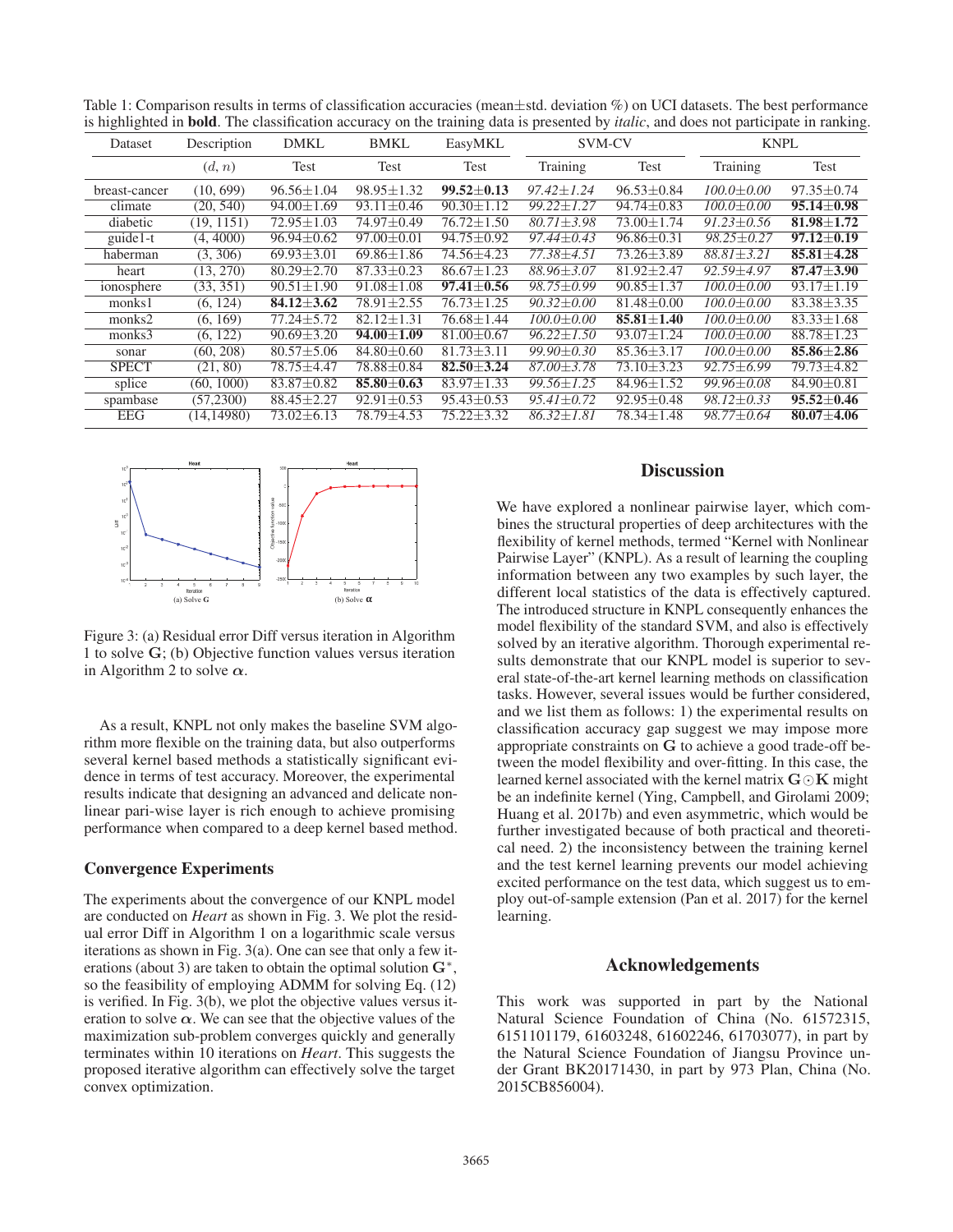Table 1: Comparison results in terms of classification accuracies (mean±std. deviation %) on UCI datasets. The best performance is highlighted in **bold**. The classification accuracy on the training data is presented by *italic*, and does not participate in ranking.

| Dataset | Description | DMKL | BMKL | EasyMKL | SVM-CV | | KNPL | |
|---|---|---|---|---|---|---|---|---|
| | $(d, n)$ | Test | Test | Test | Training | Test | Training | Test |
| breast-cancer | (10, 699) | 96.56±1.04 | 98.95±1.32 | **99.52±0.13** | *97.42±1.24* | 96.53±0.84 | *100.0±0.00* | 97.35±0.74 |
| climate | (20, 540) | 94.00±1.69 | 93.11±0.46 | 90.30±1.12 | *99.22±1.27* | 94.74±0.83 | *100.0±0.00* | **95.14±0.98** |
| diabetic | (19, 1151) | 72.95±1.03 | 74.97±0.49 | 76.72±1.50 | *80.71±3.98* | 73.00±1.74 | *91.23±0.56* | **81.98±1.72** |
| guide1-t | (4, 4000) | 96.94±0.62 | 97.00±0.01 | 94.75±0.92 | *97.44±0.43* | 96.86±0.31 | *98.25±0.27* | **97.12±0.19** |
| haberman | (3, 306) | 69.93±3.01 | 69.86±1.86 | 74.56±4.23 | *77.38±4.51* | 73.26±3.89 | *88.81±3.21* | **85.81±4.28** |
| heart | (13, 270) | 80.29±2.70 | 87.33±0.23 | 86.67±1.23 | *88.96±3.07* | 81.92±2.47 | *92.59±4.97* | **87.47±3.90** |
| ionosphere | (33, 351) | 90.51±1.90 | 91.08±1.08 | **97.41±0.56** | *98.75±0.99* | 90.85±1.37 | *100.0±0.00* | 93.17±1.19 |
| monks1 | (6, 124) | **84.12±3.62** | 78.91±2.55 | 76.73±1.25 | *90.32±0.00* | 81.48±0.00 | *100.0±0.00* | 83.38±3.35 |
| monks2 | (6, 169) | 77.24±5.72 | 82.12±1.31 | 76.68±1.44 | *100.0±0.00* | **85.81±1.40** | *100.0±0.00* | 83.33±1.68 |
| monks3 | (6, 122) | 90.69±3.20 | **94.00±1.09** | 81.00±0.67 | *96.22±1.50* | 93.07±1.24 | *100.0±0.00* | 88.78±1.23 |
| sonar | (60, 208) | 80.57±5.06 | 84.80±0.60 | 81.73±3.11 | *99.90±0.30* | 85.36±3.17 | *100.0±0.00* | **85.86±2.86** |
| SPECT | (21, 80) | 78.75±4.47 | 78.88±0.84 | **82.50±3.24** | *87.00±3.78* | 73.10±3.23 | *92.75±6.99* | 79.73±4.82 |
| splice | (60, 1000) | 83.87±0.82 | **85.80±0.63** | 83.97±1.33 | *99.56±1.25* | 84.96±1.52 | *99.96±0.08* | 84.90±0.81 |
| spambase | (57,2300) | 88.45±2.27 | 92.91±0.53 | 95.43±0.53 | *95.41±0.72* | 92.95±0.48 | *98.12±0.33* | **95.52±0.46** |
| EEG | (14,14980) | 73.02±6.13 | 78.79±4.53 | 75.22±3.32 | *86.32±1.81* | 78.34±1.48 | *98.77±0.64* | **80.07±4.06** |

Figure 3: (a) Residual error Diff versus iteration in Algorithm 1 to solve $\mathbf{G}$; (b) Objective function values versus iteration in Algorithm 2 to solve $\boldsymbol{\alpha}$.

As a result, KNPL not only makes the baseline SVM algorithm more flexible on the training data, but also outperforms several kernel based methods a statistically significant evidence in terms of test accuracy. Moreover, the experimental results indicate that designing an advanced and delicate nonlinear pari-wise layer is rich enough to achieve promising performance when compared to a deep kernel based method.

### Convergence Experiments

The experiments about the convergence of our KNPL model are conducted on *Heart* as shown in Fig. 3. We plot the residual error Diff in Algorithm 1 on a logarithmic scale versus iterations as shown in Fig. 3(a). One can see that only a few iterations (about 3) are taken to obtain the optimal solution $\mathbf{G}^*$, so the feasibility of employing ADMM for solving Eq. (12) is verified. In Fig. 3(b), we plot the objective values versus iteration to solve $\boldsymbol{\alpha}$. We can see that the objective values of the maximization sub-problem converges quickly and generally terminates within 10 iterations on *Heart*. This suggests the proposed iterative algorithm can effectively solve the target convex optimization.

## Discussion

We have explored a nonlinear pairwise layer, which combines the structural properties of deep architectures with the flexibility of kernel methods, termed "Kernel with Nonlinear Pairwise Layer" (KNPL). As a result of learning the coupling information between any two examples by such layer, the different local statistics of the data is effectively captured. The introduced structure in KNPL consequently enhances the model flexibility of the standard SVM, and also is effectively solved by an iterative algorithm. Thorough experimental results demonstrate that our KNPL model is superior to several state-of-the-art kernel learning methods on classification tasks. However, several issues would be further considered, and we list them as follows: 1) the experimental results on classification accuracy gap suggest we may impose more appropriate constraints on $\mathbf{G}$ to achieve a good trade-off between the model flexibility and over-fitting. In this case, the learned kernel associated with the kernel matrix $\mathbf{G} \odot \mathbf{K}$ might be an indefinite kernel (Ying, Campbell, and Girolami 2009; Huang et al. 2017b) and even asymmetric, which would be further investigated because of both practical and theoretical need. 2) the inconsistency between the training kernel and the test kernel learning prevents our model achieving excited performance on the test data, which suggest us to employ out-of-sample extension (Pan et al. 2017) for the kernel learning.

## Acknowledgements

This work was supported in part by the National Natural Science Foundation of China (No. 61572315, 6151101179, 61603248, 61602246, 61703077), in part by the Natural Science Foundation of Jiangsu Province under Grant BK20171430, in part by 973 Plan, China (No. 2015CB856004).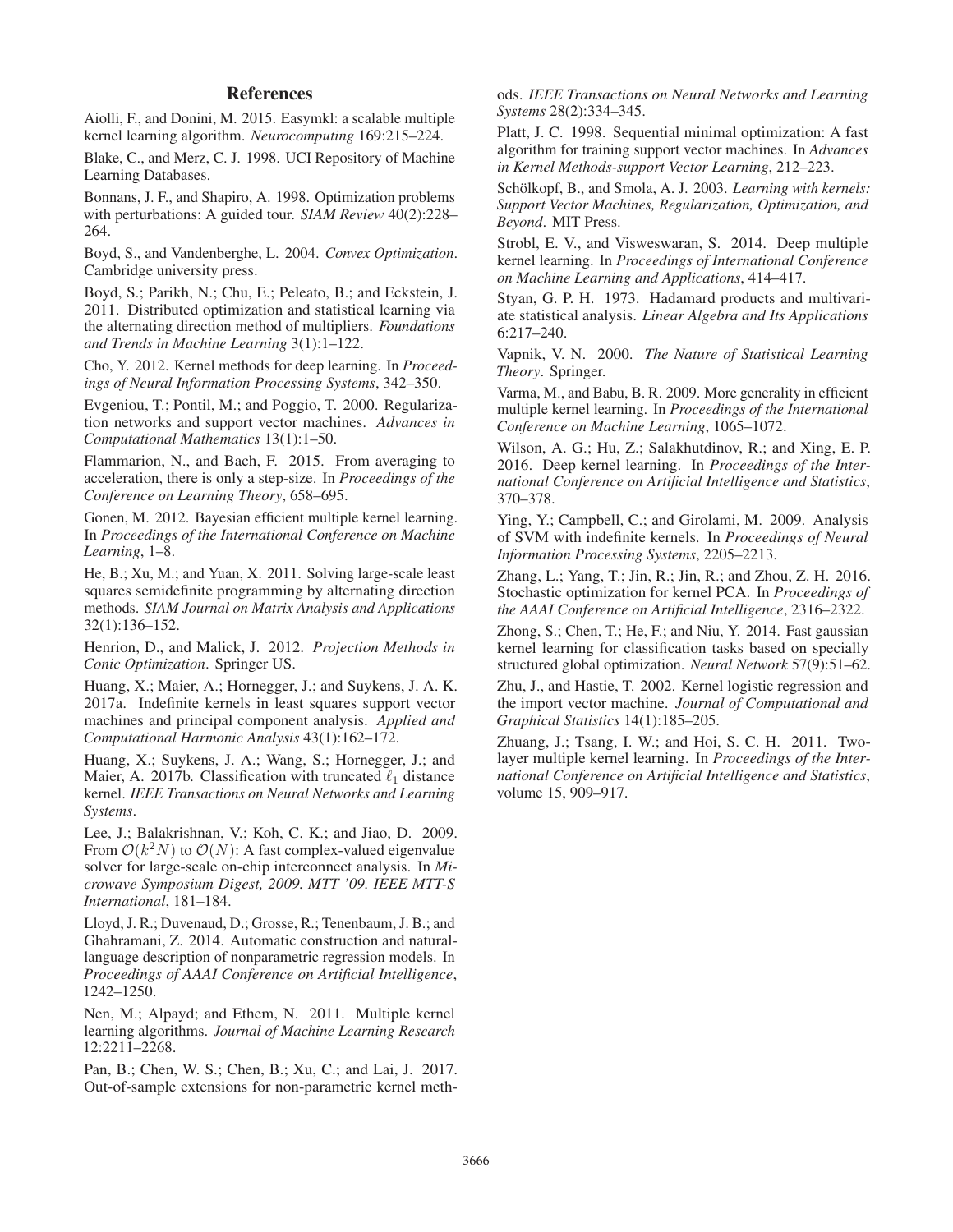## References

Aiolli, F., and Donini, M. 2015. Easymkl: a scalable multiple kernel learning algorithm. *Neurocomputing* 169:215–224.

Blake, C., and Merz, C. J. 1998. UCI Repository of Machine Learning Databases.

Bonnans, J. F., and Shapiro, A. 1998. Optimization problems with perturbations: A guided tour. *SIAM Review* 40(2):228–264.

Boyd, S., and Vandenberghe, L. 2004. *Convex Optimization*. Cambridge university press.

Boyd, S.; Parikh, N.; Chu, E.; Peleato, B.; and Eckstein, J. 2011. Distributed optimization and statistical learning via the alternating direction method of multipliers. *Foundations and Trends in Machine Learning* 3(1):1–122.

Cho, Y. 2012. Kernel methods for deep learning. In *Proceedings of Neural Information Processing Systems*, 342–350.

Evgeniou, T.; Pontil, M.; and Poggio, T. 2000. Regularization networks and support vector machines. *Advances in Computational Mathematics* 13(1):1–50.

Flammarion, N., and Bach, F. 2015. From averaging to acceleration, there is only a step-size. In *Proceedings of the Conference on Learning Theory*, 658–695.

Gonen, M. 2012. Bayesian efficient multiple kernel learning. In *Proceedings of the International Conference on Machine Learning*, 1–8.

He, B.; Xu, M.; and Yuan, X. 2011. Solving large-scale least squares semidefinite programming by alternating direction methods. *SIAM Journal on Matrix Analysis and Applications* 32(1):136–152.

Henrion, D., and Malick, J. 2012. *Projection Methods in Conic Optimization*. Springer US.

Huang, X.; Maier, A.; Hornegger, J.; and Suykens, J. A. K. 2017a. Indefinite kernels in least squares support vector machines and principal component analysis. *Applied and Computational Harmonic Analysis* 43(1):162–172.

Huang, X.; Suykens, J. A.; Wang, S.; Hornegger, J.; and Maier, A. 2017b. Classification with truncated $\ell_1$ distance kernel. *IEEE Transactions on Neural Networks and Learning Systems*.

Lee, J.; Balakrishnan, V.; Koh, C. K.; and Jiao, D. 2009. From $\mathcal{O}(k^2N)$ to $\mathcal{O}(N)$: A fast complex-valued eigenvalue solver for large-scale on-chip interconnect analysis. In *Microwave Symposium Digest, 2009. MTT '09. IEEE MTT-S International*, 181–184.

Lloyd, J. R.; Duvenaud, D.; Grosse, R.; Tenenbaum, J. B.; and Ghahramani, Z. 2014. Automatic construction and natural-language description of nonparametric regression models. In *Proceedings of AAAI Conference on Artificial Intelligence*, 1242–1250.

Nen, M.; Alpayd; and Ethem, N. 2011. Multiple kernel learning algorithms. *Journal of Machine Learning Research* 12:2211–2268.

Pan, B.; Chen, W. S.; Chen, B.; Xu, C.; and Lai, J. 2017. Out-of-sample extensions for non-parametric kernel methods. *IEEE Transactions on Neural Networks and Learning Systems* 28(2):334–345.

Platt, J. C. 1998. Sequential minimal optimization: A fast algorithm for training support vector machines. In *Advances in Kernel Methods-support Vector Learning*, 212–223.

Schölkopf, B., and Smola, A. J. 2003. *Learning with kernels: Support Vector Machines, Regularization, Optimization, and Beyond*. MIT Press.

Strobl, E. V., and Visweswaran, S. 2014. Deep multiple kernel learning. In *Proceedings of International Conference on Machine Learning and Applications*, 414–417.

Styan, G. P. H. 1973. Hadamard products and multivariate statistical analysis. *Linear Algebra and Its Applications* 6:217–240.

Vapnik, V. N. 2000. *The Nature of Statistical Learning Theory*. Springer.

Varma, M., and Babu, B. R. 2009. More generality in efficient multiple kernel learning. In *Proceedings of the International Conference on Machine Learning*, 1065–1072.

Wilson, A. G.; Hu, Z.; Salakhutdinov, R.; and Xing, E. P. 2016. Deep kernel learning. In *Proceedings of the International Conference on Artificial Intelligence and Statistics*, 370–378.

Ying, Y.; Campbell, C.; and Girolami, M. 2009. Analysis of SVM with indefinite kernels. In *Proceedings of Neural Information Processing Systems*, 2205–2213.

Zhang, L.; Yang, T.; Jin, R.; Jin, R.; and Zhou, Z. H. 2016. Stochastic optimization for kernel PCA. In *Proceedings of the AAAI Conference on Artificial Intelligence*, 2316–2322.

Zhong, S.; Chen, T.; He, F.; and Niu, Y. 2014. Fast gaussian kernel learning for classification tasks based on specially structured global optimization. *Neural Network* 57(9):51–62.

Zhu, J., and Hastie, T. 2002. Kernel logistic regression and the import vector machine. *Journal of Computational and Graphical Statistics* 14(1):185–205.

Zhuang, J.; Tsang, I. W.; and Hoi, S. C. H. 2011. Two-layer multiple kernel learning. In *Proceedings of the International Conference on Artificial Intelligence and Statistics*, volume 15, 909–917.